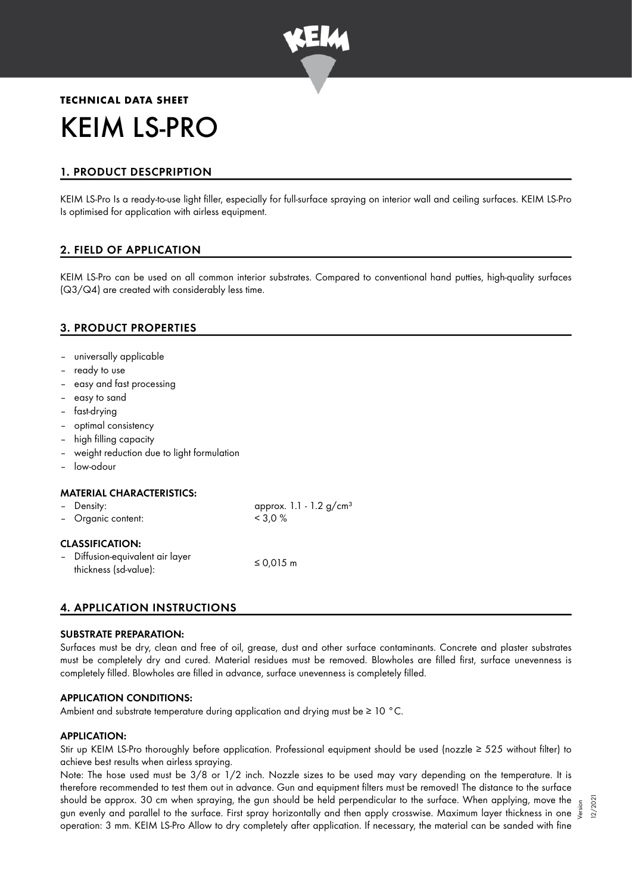**TECHNICAL DATA SHEET**

# KEIM LS-PRO

## 1. PRODUCT DESCPRIPTION

KEIM LS-Pro Is a ready-to-use light filler, especially for full-surface spraying on interior wall and ceiling surfaces. KEIM LS-Pro Is optimised for application with airless equipment.

## 2. FIELD OF APPLICATION

KEIM LS-Pro can be used on all common interior substrates. Compared to conventional hand putties, high-quality surfaces (Q3/Q4) are created with considerably less time.

## 3. PRODUCT PROPERTIES

- universally applicable
- ready to use
- easy and fast processing
- easy to sand
- fast-drying
- optimal consistency
- high filling capacity
- weight reduction due to light formulation
- low-odour

### MATERIAL CHARACTERISTICS:

- Density: approx. 1.1 - 1.2 g/cm³
- Organic content: < 3,0 %

### CLASSIFICATION:

- Diffusion-equivalent air layer thickness (sd-value): ≤ 0,015 m

## 4. APPLICATION INSTRUCTIONS

### SUBSTRATE PREPARATION:

Surfaces must be dry, clean and free of oil, grease, dust and other surface contaminants. Concrete and plaster substrates must be completely dry and cured. Material residues must be removed. Blowholes are filled first, surface unevenness is completely filled. Blowholes are filled in advance, surface unevenness is completely filled.

### APPLICATION CONDITIONS:

Ambient and substrate temperature during application and drying must be ≥ 10 °C.

### APPLICATION:

Stir up KEIM LS-Pro thoroughly before application. Professional equipment should be used (nozzle ≥ 525 without filter) to achieve best results when airless spraying.

Note: The hose used must be 3/8 or 1/2 inch. Nozzle sizes to be used may vary depending on the temperature. It is therefore recommended to test them out in advance. Gun and equipment filters must be removed! The distance to the surface should be approx. 30 cm when spraying, the gun should be held perpendicular to the surface. When applying, move the gun evenly and parallel to the surface. First spray horizontally and then apply crosswise. Maximum layer thickness in one operation: 3 mm. KEIM LS-Pro Allow to dry completely after application. If necessary, the material can be sanded with fine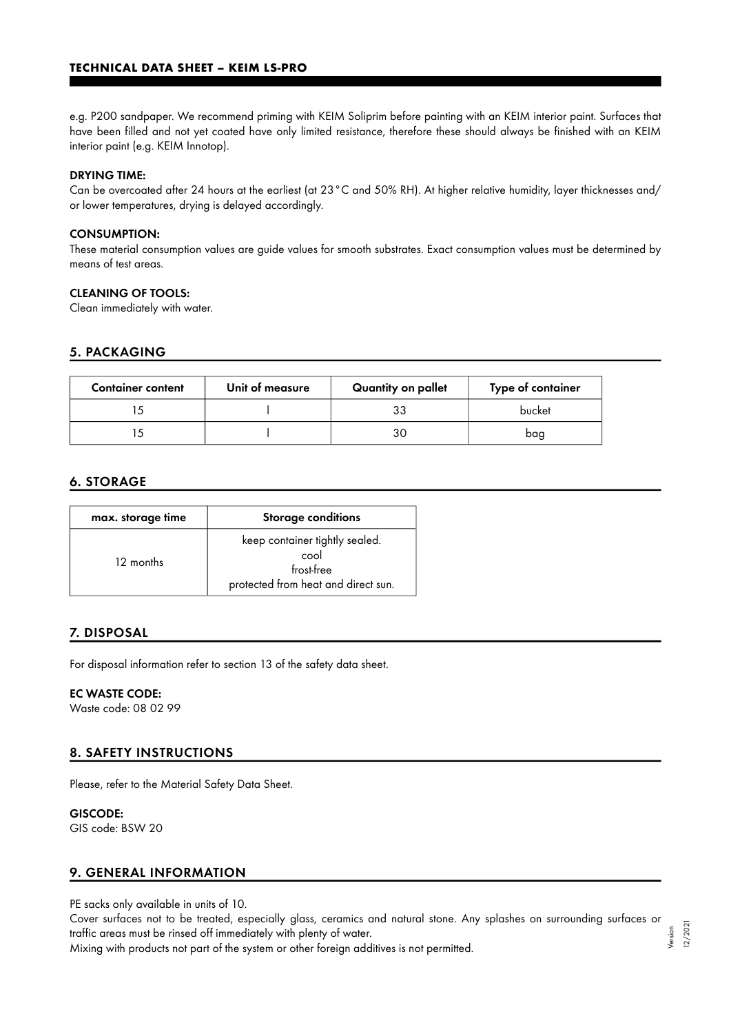e.g. P200 sandpaper. We recommend priming with KEIM Soliprim before painting with an KEIM interior paint. Surfaces that have been filled and not yet coated have only limited resistance, therefore these should always be finished with an KEIM interior paint (e.g. KEIM Innotop).

**DRYING TIME:**
Can be overcoated after 24 hours at the earliest (at 23 °C and 50% RH). At higher relative humidity, layer thicknesses and/ or lower temperatures, drying is delayed accordingly.

**CONSUMPTION:**
These material consumption values are guide values for smooth substrates. Exact consumption values must be determined by means of test areas.

**CLEANING OF TOOLS:**
Clean immediately with water.

## 5. PACKAGING

| Container content | Unit of measure | Quantity on pallet | Type of container |
|---|---|---|---|
| 15 | l | 33 | bucket |
| 15 | l | 30 | bag |

## 6. STORAGE

| max. storage time | Storage conditions |
|---|---|
| 12 months | keep container tightly sealed.<br>cool<br>frost-free<br>protected from heat and direct sun. |

## 7. DISPOSAL

For disposal information refer to section 13 of the safety data sheet.

**EC WASTE CODE:**
Waste code: 08 02 99

## 8. SAFETY INSTRUCTIONS

Please, refer to the Material Safety Data Sheet.

**GISCODE:**
GIS code: BSW 20

## 9. GENERAL INFORMATION

PE sacks only available in units of 10.
Cover surfaces not to be treated, especially glass, ceramics and natural stone. Any splashes on surrounding surfaces or traffic areas must be rinsed off immediately with plenty of water.
Mixing with products not part of the system or other foreign additives is not permitted.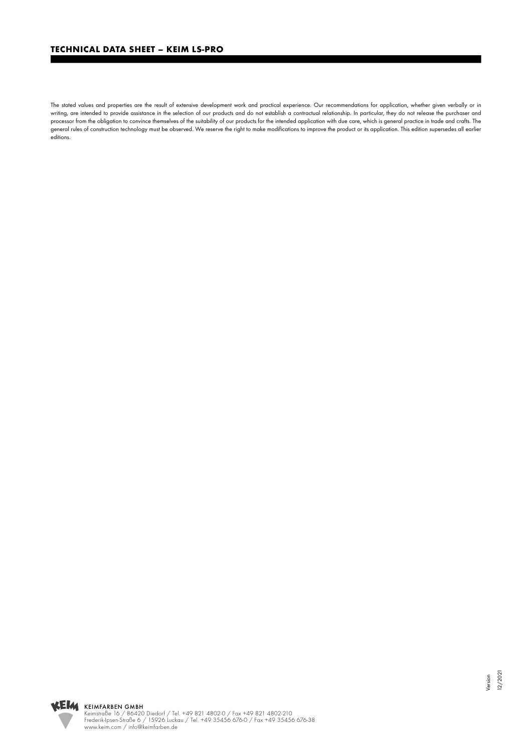The stated values and properties are the result of extensive development work and practical experience. Our recommendations for application, whether given verbally or in writing, are intended to provide assistance in the selection of our products and do not establish a contractual relationship. In particular, they do not release the purchaser and processor from the obligation to convince themselves of the suitability of our products for the intended application with due care, which is general practice in trade and crafts. The general rules of construction technology must be observed. We reserve the right to make modifications to improve the product or its application. This edition supersedes all earlier editions.